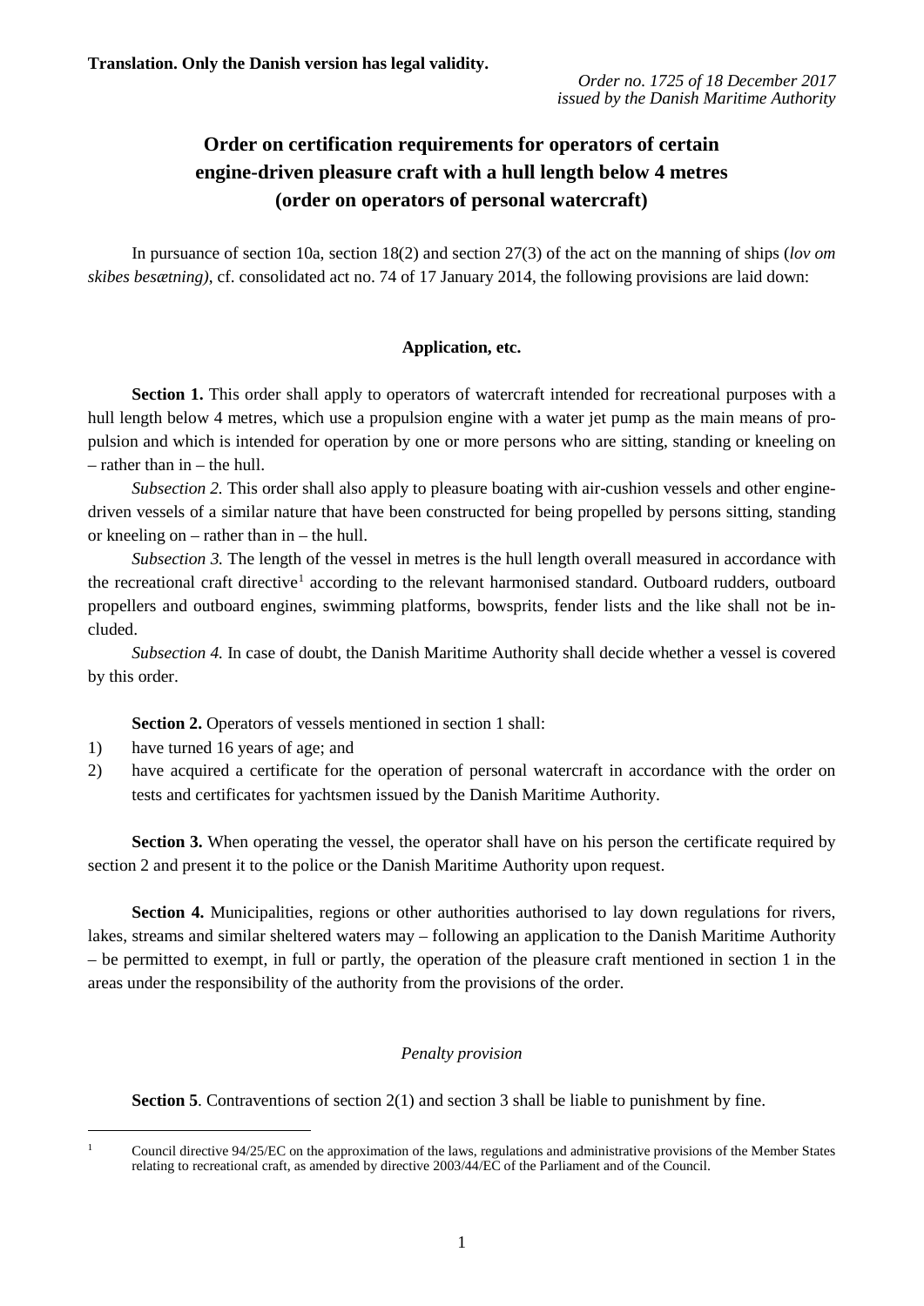**Translation. Only the Danish version has legal validity.**

*Order no. 1725 of 18 December 2017*
*issued by the Danish Maritime Authority*

# Order on certification requirements for operators of certain engine-driven pleasure craft with a hull length below 4 metres (order on operators of personal watercraft)

In pursuance of section 10a, section 18(2) and section 27(3) of the act on the manning of ships (*lov om skibes besætning)*, cf. consolidated act no. 74 of 17 January 2014, the following provisions are laid down:

## Application, etc.

**Section 1.** This order shall apply to operators of watercraft intended for recreational purposes with a hull length below 4 metres, which use a propulsion engine with a water jet pump as the main means of propulsion and which is intended for operation by one or more persons who are sitting, standing or kneeling on – rather than in – the hull.

*Subsection 2.* This order shall also apply to pleasure boating with air-cushion vessels and other engine-driven vessels of a similar nature that have been constructed for being propelled by persons sitting, standing or kneeling on – rather than in – the hull.

*Subsection 3.* The length of the vessel in metres is the hull length overall measured in accordance with the recreational craft directive[1] according to the relevant harmonised standard. Outboard rudders, outboard propellers and outboard engines, swimming platforms, bowsprits, fender lists and the like shall not be included.

*Subsection 4.* In case of doubt, the Danish Maritime Authority shall decide whether a vessel is covered by this order.

**Section 2.** Operators of vessels mentioned in section 1 shall:

1) have turned 16 years of age; and
2) have acquired a certificate for the operation of personal watercraft in accordance with the order on tests and certificates for yachtsmen issued by the Danish Maritime Authority.

**Section 3.** When operating the vessel, the operator shall have on his person the certificate required by section 2 and present it to the police or the Danish Maritime Authority upon request.

**Section 4.** Municipalities, regions or other authorities authorised to lay down regulations for rivers, lakes, streams and similar sheltered waters may – following an application to the Danish Maritime Authority – be permitted to exempt, in full or partly, the operation of the pleasure craft mentioned in section 1 in the areas under the responsibility of the authority from the provisions of the order.

### *Penalty provision*

**Section 5**. Contraventions of section 2(1) and section 3 shall be liable to punishment by fine.

---

[1] Council directive 94/25/EC on the approximation of the laws, regulations and administrative provisions of the Member States relating to recreational craft, as amended by directive 2003/44/EC of the Parliament and of the Council.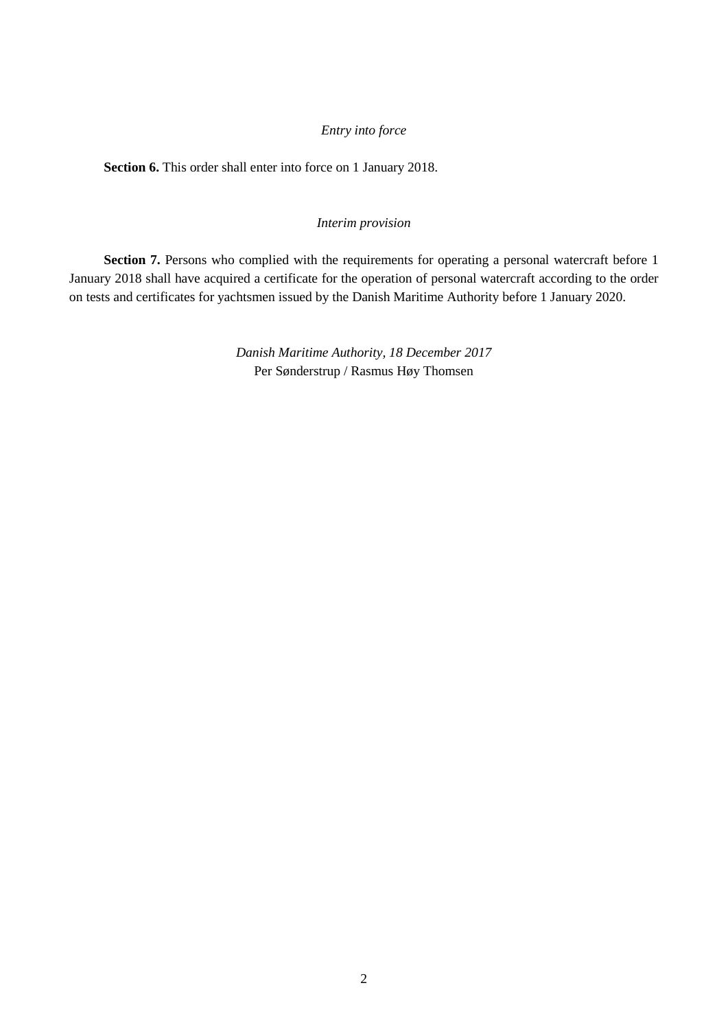*Entry into force*

**Section 6.** This order shall enter into force on 1 January 2018.

*Interim provision*

**Section 7.** Persons who complied with the requirements for operating a personal watercraft before 1 January 2018 shall have acquired a certificate for the operation of personal watercraft according to the order on tests and certificates for yachtsmen issued by the Danish Maritime Authority before 1 January 2020.

*Danish Maritime Authority, 18 December 2017*
Per Sønderstrup / Rasmus Høy Thomsen